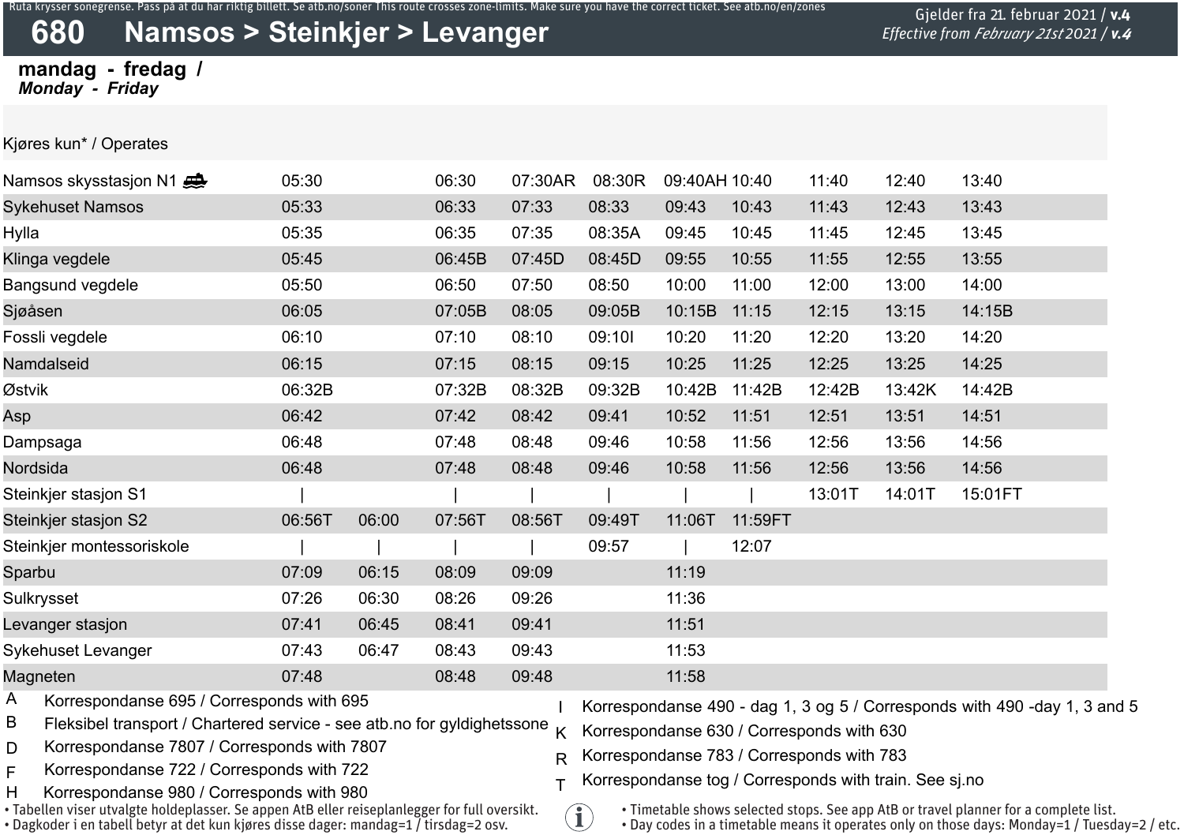# 680 Namsos > Steinkjer > Levanger

Ruta krysser sonegrense. Pass på at du har riktig billett. Se atb.no/soner This route crosses zone-limits. Make sure you have the correct ticket. See atb.no/en/zones

Gjelder fra 21. februar 2021 / **v.4**
*Effective from February 21st 2021 / **v.4***

## mandag - fredag / *Monday - Friday*

| Kjøres kun* / Operates | | | | | | | | | | |
|---|---|---|---|---|---|---|---|---|---|---|
| Namsos skysstasjon N1 | 05:30 | | 06:30 | 07:30AR | 08:30R | 09:40AH | 10:40 | 11:40 | 12:40 | 13:40 |
| Sykehuset Namsos | 05:33 | | 06:33 | 07:33 | 08:33 | 09:43 | 10:43 | 11:43 | 12:43 | 13:43 |
| Hylla | 05:35 | | 06:35 | 07:35 | 08:35A | 09:45 | 10:45 | 11:45 | 12:45 | 13:45 |
| Klinga vegdele | 05:45 | | 06:45B | 07:45D | 08:45D | 09:55 | 10:55 | 11:55 | 12:55 | 13:55 |
| Bangsund vegdele | 05:50 | | 06:50 | 07:50 | 08:50 | 10:00 | 11:00 | 12:00 | 13:00 | 14:00 |
| Sjøåsen | 06:05 | | 07:05B | 08:05 | 09:05B | 10:15B | 11:15 | 12:15 | 13:15 | 14:15B |
| Fossli vegdele | 06:10 | | 07:10 | 08:10 | 09:10I | 10:20 | 11:20 | 12:20 | 13:20 | 14:20 |
| Namdalseid | 06:15 | | 07:15 | 08:15 | 09:15 | 10:25 | 11:25 | 12:25 | 13:25 | 14:25 |
| Østvik | 06:32B | | 07:32B | 08:32B | 09:32B | 10:42B | 11:42B | 12:42B | 13:42K | 14:42B |
| Asp | 06:42 | | 07:42 | 08:42 | 09:41 | 10:52 | 11:51 | 12:51 | 13:51 | 14:51 |
| Dampsaga | 06:48 | | 07:48 | 08:48 | 09:46 | 10:58 | 11:56 | 12:56 | 13:56 | 14:56 |
| Nordsida | 06:48 | | 07:48 | 08:48 | 09:46 | 10:58 | 11:56 | 12:56 | 13:56 | 14:56 |
| Steinkjer stasjon S1 | \| | | \| | \| | \| | \| | \| | 13:01T | 14:01T | 15:01FT |
| Steinkjer stasjon S2 | 06:56T | 06:00 | 07:56T | 08:56T | 09:49T | 11:06T | 11:59FT | | | |
| Steinkjer montessoriskole | \| | \| | \| | \| | 09:57 | \| | 12:07 | | | |
| Sparbu | 07:09 | 06:15 | 08:09 | 09:09 | | 11:19 | | | | |
| Sulkrysset | 07:26 | 06:30 | 08:26 | 09:26 | | 11:36 | | | | |
| Levanger stasjon | 07:41 | 06:45 | 08:41 | 09:41 | | 11:51 | | | | |
| Sykehuset Levanger | 07:43 | 06:47 | 08:43 | 09:43 | | 11:53 | | | | |
| Magneten | 07:48 | | 08:48 | 09:48 | | 11:58 | | | | |

- A Korrespondanse 695 / Corresponds with 695
- B Fleksibel transport / Chartered service - see atb.no for gyldighetssone
- D Korrespondanse 7807 / Corresponds with 7807
- F Korrespondanse 722 / Corresponds with 722
- H Korrespondanse 980 / Corresponds with 980
- I Korrespondanse 490 - dag 1, 3 og 5 / Corresponds with 490 -day 1, 3 and 5
- K Korrespondanse 630 / Corresponds with 630
- R Korrespondanse 783 / Corresponds with 783
- T Korrespondanse tog / Corresponds with train. See sj.no

• Tabellen viser utvalgte holdeplasser. Se appen AtB eller reiseplanlegger for full oversikt.
• Dagkoder i en tabell betyr at det kun kjøres disse dager: mandag=1 / tirsdag=2 osv.

• Timetable shows selected stops. See app AtB or travel planner for a complete list.
• Day codes in a timetable means it operates only on those days: Monday=1 / Tuesday=2 / etc.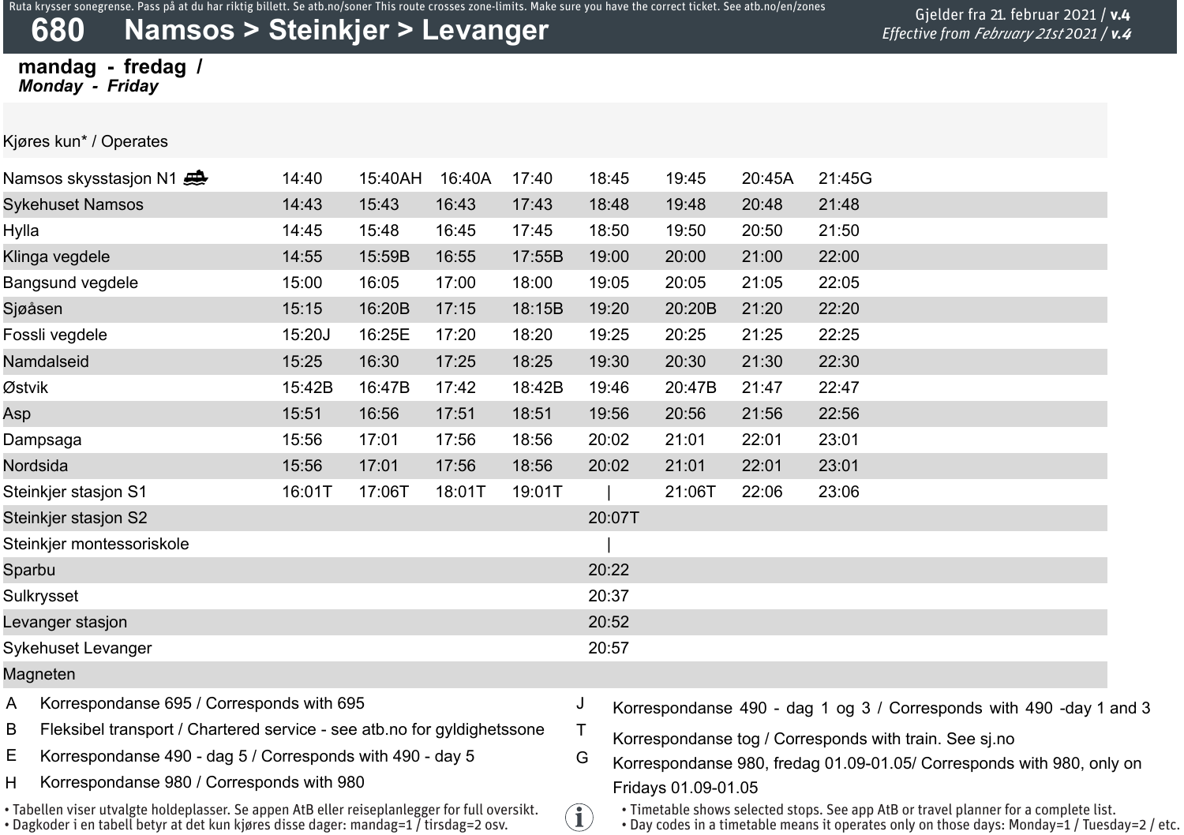Ruta krysser sonegrense. Pass på at du har riktig billett. Se atb.no/soner This route crosses zone-limits. Make sure you have the correct ticket. See atb.no/en/zones

# 680 Namsos > Steinkjer > Levanger

Gjelder fra 21. februar 2021 / **v.4**
*Effective from February 21st 2021* / **v.4**

## mandag - fredag / *Monday - Friday*

| Kjøres kun* / Operates | | | | | | | | |
|---|---|---|---|---|---|---|---|---|
| Namsos skysstasjon N1 ⛴ | 14:40 | 15:40AH | 16:40A | 17:40 | 18:45 | 19:45 | 20:45A | 21:45G |
| Sykehuset Namsos | 14:43 | 15:43 | 16:43 | 17:43 | 18:48 | 19:48 | 20:48 | 21:48 |
| Hylla | 14:45 | 15:48 | 16:45 | 17:45 | 18:50 | 19:50 | 20:50 | 21:50 |
| Klinga vegdele | 14:55 | 15:59B | 16:55 | 17:55B | 19:00 | 20:00 | 21:00 | 22:00 |
| Bangsund vegdele | 15:00 | 16:05 | 17:00 | 18:00 | 19:05 | 20:05 | 21:05 | 22:05 |
| Sjøåsen | 15:15 | 16:20B | 17:15 | 18:15B | 19:20 | 20:20B | 21:20 | 22:20 |
| Fossli vegdele | 15:20J | 16:25E | 17:20 | 18:20 | 19:25 | 20:25 | 21:25 | 22:25 |
| Namdalseid | 15:25 | 16:30 | 17:25 | 18:25 | 19:30 | 20:30 | 21:30 | 22:30 |
| Østvik | 15:42B | 16:47B | 17:42 | 18:42B | 19:46 | 20:47B | 21:47 | 22:47 |
| Asp | 15:51 | 16:56 | 17:51 | 18:51 | 19:56 | 20:56 | 21:56 | 22:56 |
| Dampsaga | 15:56 | 17:01 | 17:56 | 18:56 | 20:02 | 21:01 | 22:01 | 23:01 |
| Nordsida | 15:56 | 17:01 | 17:56 | 18:56 | 20:02 | 21:01 | 22:01 | 23:01 |
| Steinkjer stasjon S1 | 16:01T | 17:06T | 18:01T | 19:01T | \| | 21:06T | 22:06 | 23:06 |
| Steinkjer stasjon S2 | | | | | 20:07T | | | |
| Steinkjer montessoriskole | | | | | \| | | | |
| Sparbu | | | | | 20:22 | | | |
| Sulkrysset | | | | | 20:37 | | | |
| Levanger stasjon | | | | | 20:52 | | | |
| Sykehuset Levanger | | | | | 20:57 | | | |
| Magneten | | | | | | | | |

- **A** Korrespondanse 695 / Corresponds with 695
- **B** Fleksibel transport / Chartered service - see atb.no for gyldighetssone
- **E** Korrespondanse 490 - dag 5 / Corresponds with 490 - day 5
- **H** Korrespondanse 980 / Corresponds with 980
- **J** Korrespondanse 490 - dag 1 og 3 / Corresponds with 490 -day 1 and 3
- **T** Korrespondanse tog / Corresponds with train. See sj.no
- **G** Korrespondanse 980, fredag 01.09-01.05/ Corresponds with 980, only on Fridays 01.09-01.05

- Tabellen viser utvalgte holdeplasser. Se appen AtB eller reiseplanlegger for full oversikt.
- Dagkoder i en tabell betyr at det kun kjøres disse dager: mandag=1 / tirsdag=2 osv.
- Timetable shows selected stops. See app AtB or travel planner for a complete list.
- Day codes in a timetable means it operates only on those days: Monday=1 / Tuesday=2 / etc.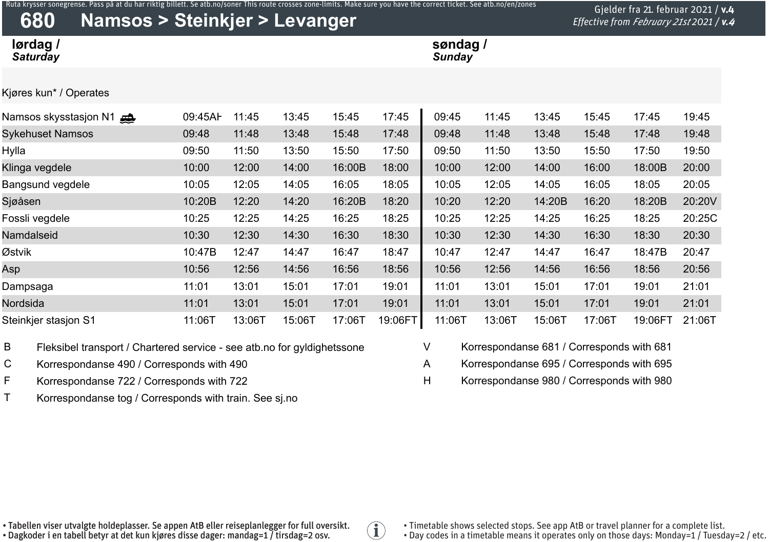Ruta krysser sonegrense. Pass på at du har riktig billett. Se atb.no/soner This route crosses zone-limits. Make sure you have the correct ticket. See atb.no/en/zones

# 680 Namsos > Steinkjer > Levanger

Gjelder fra 21. februar 2021 / **v.4**
*Effective from February 21st 2021 / **v.4***

| | **lørdag / *Saturday*** | | | | | **søndag / *Sunday*** | | | | | |
|---|---|---|---|---|---|---|---|---|---|---|---|
| Kjøres kun* / Operates | | | | | | | | | | | |
| Namsos skysstasjon N1 | 09:45AH | 11:45 | 13:45 | 15:45 | 17:45 | 09:45 | 11:45 | 13:45 | 15:45 | 17:45 | 19:45 |
| Sykehuset Namsos | 09:48 | 11:48 | 13:48 | 15:48 | 17:48 | 09:48 | 11:48 | 13:48 | 15:48 | 17:48 | 19:48 |
| Hylla | 09:50 | 11:50 | 13:50 | 15:50 | 17:50 | 09:50 | 11:50 | 13:50 | 15:50 | 17:50 | 19:50 |
| Klinga vegdele | 10:00 | 12:00 | 14:00 | 16:00B | 18:00 | 10:00 | 12:00 | 14:00 | 16:00 | 18:00B | 20:00 |
| Bangsund vegdele | 10:05 | 12:05 | 14:05 | 16:05 | 18:05 | 10:05 | 12:05 | 14:05 | 16:05 | 18:05 | 20:05 |
| Sjøåsen | 10:20B | 12:20 | 14:20 | 16:20B | 18:20 | 10:20 | 12:20 | 14:20B | 16:20 | 18:20B | 20:20V |
| Fossli vegdele | 10:25 | 12:25 | 14:25 | 16:25 | 18:25 | 10:25 | 12:25 | 14:25 | 16:25 | 18:25 | 20:25C |
| Namdalseid | 10:30 | 12:30 | 14:30 | 16:30 | 18:30 | 10:30 | 12:30 | 14:30 | 16:30 | 18:30 | 20:30 |
| Østvik | 10:47B | 12:47 | 14:47 | 16:47 | 18:47 | 10:47 | 12:47 | 14:47 | 16:47 | 18:47B | 20:47 |
| Asp | 10:56 | 12:56 | 14:56 | 16:56 | 18:56 | 10:56 | 12:56 | 14:56 | 16:56 | 18:56 | 20:56 |
| Dampsaga | 11:01 | 13:01 | 15:01 | 17:01 | 19:01 | 11:01 | 13:01 | 15:01 | 17:01 | 19:01 | 21:01 |
| Nordsida | 11:01 | 13:01 | 15:01 | 17:01 | 19:01 | 11:01 | 13:01 | 15:01 | 17:01 | 19:01 | 21:01 |
| Steinkjer stasjon S1 | 11:06T | 13:06T | 15:06T | 17:06T | 19:06FT | 11:06T | 13:06T | 15:06T | 17:06T | 19:06FT | 21:06T |

B Fleksibel transport / Chartered service - see atb.no for gyldighetssone
C Korrespondanse 490 / Corresponds with 490
F Korrespondanse 722 / Corresponds with 722
T Korrespondanse tog / Corresponds with train. See sj.no
V Korrespondanse 681 / Corresponds with 681
A Korrespondanse 695 / Corresponds with 695
H Korrespondanse 980 / Corresponds with 980

- Tabellen viser utvalgte holdeplasser. Se appen AtB eller reiseplanlegger for full oversikt.
- Dagkoder i en tabell betyr at det kun kjøres disse dager: mandag=1 / tirsdag=2 osv.
- Timetable shows selected stops. See app AtB or travel planner for a complete list.
- Day codes in a timetable means it operates only on those days: Monday=1 / Tuesday=2 / etc.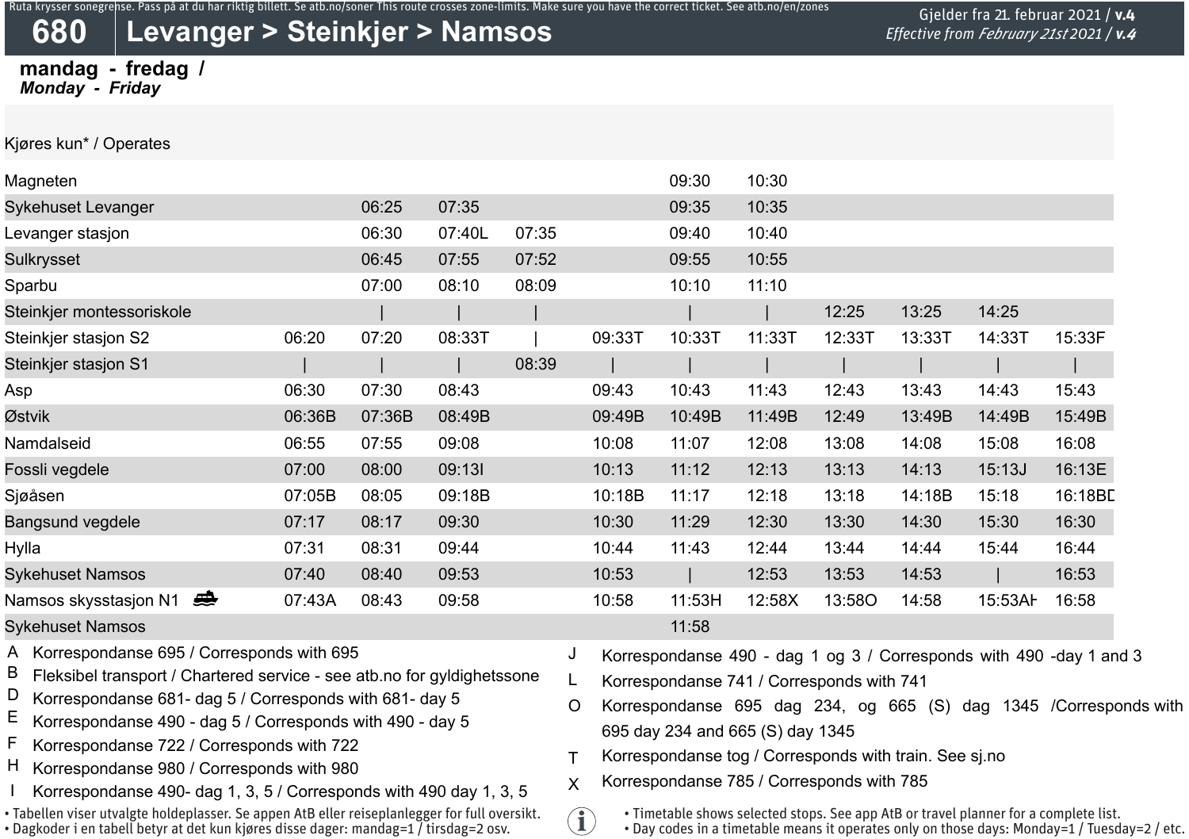Ruta krysser sonegrense. Pass på at du har riktig billett. Se atb.no/soner This route crosses zone-limits. Make sure you have the correct ticket. See atb.no/en/zones

# 680 Levanger > Steinkjer > Namsos

Gjelder fra 21. februar 2021 / **v.4**
*Effective from February 21st 2021* / **v.4**

## mandag - fredag / *Monday - Friday*

| Kjøres kun* / Operates | | | | | | | | | | | |
|---|---|---|---|---|---|---|---|---|---|---|---|
| Magneten | | | | | | 09:30 | 10:30 | | | | |
| Sykehuset Levanger | | 06:25 | 07:35 | | | 09:35 | 10:35 | | | | |
| Levanger stasjon | | 06:30 | 07:40L | 07:35 | | 09:40 | 10:40 | | | | |
| Sulkrysset | | 06:45 | 07:55 | 07:52 | | 09:55 | 10:55 | | | | |
| Sparbu | | 07:00 | 08:10 | 08:09 | | 10:10 | 11:10 | | | | |
| Steinkjer montessoriskole | | \| | \| | \| | | \| | \| | 12:25 | 13:25 | 14:25 | |
| Steinkjer stasjon S2 | 06:20 | 07:20 | 08:33T | \| | 09:33T | 10:33T | 11:33T | 12:33T | 13:33T | 14:33T | 15:33F |
| Steinkjer stasjon S1 | \| | \| | \| | 08:39 | \| | \| | \| | \| | \| | \| | \| |
| Asp | 06:30 | 07:30 | 08:43 | | 09:43 | 10:43 | 11:43 | 12:43 | 13:43 | 14:43 | 15:43 |
| Østvik | 06:36B | 07:36B | 08:49B | | 09:49B | 10:49B | 11:49B | 12:49 | 13:49B | 14:49B | 15:49B |
| Namdalseid | 06:55 | 07:55 | 09:08 | | 10:08 | 11:07 | 12:08 | 13:08 | 14:08 | 15:08 | 16:08 |
| Fossli vegdele | 07:00 | 08:00 | 09:13I | | 10:13 | 11:12 | 12:13 | 13:13 | 14:13 | 15:13J | 16:13E |
| Sjøåsen | 07:05B | 08:05 | 09:18B | | 10:18B | 11:17 | 12:18 | 13:18 | 14:18B | 15:18 | 16:18BD |
| Bangsund vegdele | 07:17 | 08:17 | 09:30 | | 10:30 | 11:29 | 12:30 | 13:30 | 14:30 | 15:30 | 16:30 |
| Hylla | 07:31 | 08:31 | 09:44 | | 10:44 | 11:43 | 12:44 | 13:44 | 14:44 | 15:44 | 16:44 |
| Sykehuset Namsos | 07:40 | 08:40 | 09:53 | | 10:53 | \| | 12:53 | 13:53 | 14:53 | \| | 16:53 |
| Namsos skysstasjon N1 | 07:43A | 08:43 | 09:58 | | 10:58 | 11:53H | 12:58X | 13:58O | 14:58 | 15:53AH | 16:58 |
| Sykehuset Namsos | | | | | | 11:58 | | | | | |

- A Korrespondanse 695 / Corresponds with 695
- B Fleksibel transport / Chartered service - see atb.no for gyldighetssone
- D Korrespondanse 681- dag 5 / Corresponds with 681- day 5
- E Korrespondanse 490 - dag 5 / Corresponds with 490 - day 5
- F Korrespondanse 722 / Corresponds with 722
- H Korrespondanse 980 / Corresponds with 980
- I Korrespondanse 490- dag 1, 3, 5 / Corresponds with 490 day 1, 3, 5
- J Korrespondanse 490 - dag 1 og 3 / Corresponds with 490 -day 1 and 3
- L Korrespondanse 741 / Corresponds with 741
- O Korrespondanse 695 dag 234, og 665 (S) dag 1345 /Corresponds with 695 day 234 and 665 (S) day 1345
- T Korrespondanse tog / Corresponds with train. See sj.no
- X Korrespondanse 785 / Corresponds with 785

- Tabellen viser utvalgte holdeplasser. Se appen AtB eller reiseplanlegger for full oversikt.
- Dagkoder i en tabell betyr at det kun kjøres disse dager: mandag=1 / tirsdag=2 osv.

- Timetable shows selected stops. See app AtB or travel planner for a complete list.
- Day codes in a timetable means it operates only on those days: Monday=1 / Tuesday=2 / etc.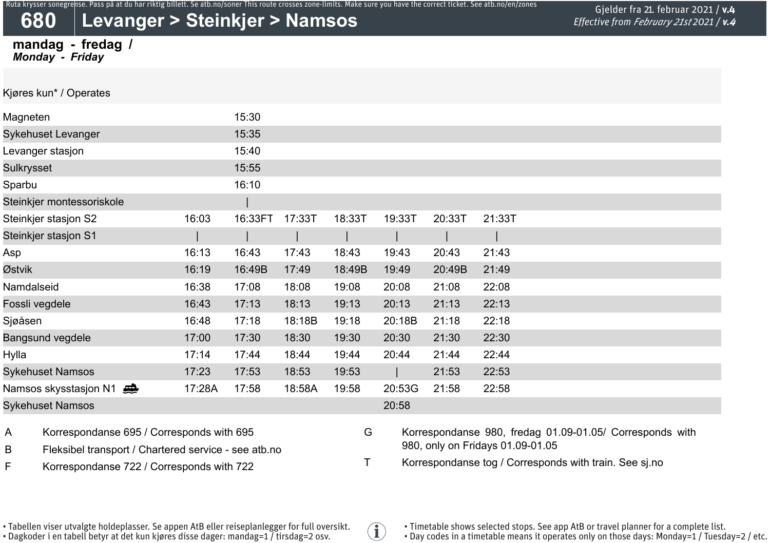Ruta krysser sonegrense. Pass på at du har riktig billett. Se atb.no/soner This route crosses zone-limits. Make sure you have the correct ticket. See atb.no/en/zones

# 680 Levanger > Steinkjer > Namsos

Gjelder fra 21. februar 2021 / **v.4**
*Effective from February 21st 2021 / **v.4***

## mandag - fredag / *Monday - Friday*

| Kjøres kun* / Operates | | | | | | | |
|---|---|---|---|---|---|---|---|
| Magneten | | 15:30 | | | | | |
| Sykehuset Levanger | | 15:35 | | | | | |
| Levanger stasjon | | 15:40 | | | | | |
| Sulkrysset | | 15:55 | | | | | |
| Sparbu | | 16:10 | | | | | |
| Steinkjer montessoriskole | | \| | | | | | |
| Steinkjer stasjon S2 | 16:03 | 16:33FT | 17:33T | 18:33T | 19:33T | 20:33T | 21:33T |
| Steinkjer stasjon S1 | \| | \| | \| | \| | \| | \| | \| |
| Asp | 16:13 | 16:43 | 17:43 | 18:43 | 19:43 | 20:43 | 21:43 |
| Østvik | 16:19 | 16:49B | 17:49 | 18:49B | 19:49 | 20:49B | 21:49 |
| Namdalseid | 16:38 | 17:08 | 18:08 | 19:08 | 20:08 | 21:08 | 22:08 |
| Fossli vegdele | 16:43 | 17:13 | 18:13 | 19:13 | 20:13 | 21:13 | 22:13 |
| Sjøåsen | 16:48 | 17:18 | 18:18B | 19:18 | 20:18B | 21:18 | 22:18 |
| Bangsund vegdele | 17:00 | 17:30 | 18:30 | 19:30 | 20:30 | 21:30 | 22:30 |
| Hylla | 17:14 | 17:44 | 18:44 | 19:44 | 20:44 | 21:44 | 22:44 |
| Sykehuset Namsos | 17:23 | 17:53 | 18:53 | 19:53 | \| | 21:53 | 22:53 |
| Namsos skysstasjon N1 | 17:28A | 17:58 | 18:58A | 19:58 | 20:53G | 21:58 | 22:58 |
| Sykehuset Namsos | | | | | 20:58 | | |

A Korrespondanse 695 / Corresponds with 695

B Fleksibel transport / Chartered service - see atb.no

F Korrespondanse 722 / Corresponds with 722

G Korrespondanse 980, fredag 01.09-01.05/ Corresponds with 980, only on Fridays 01.09-01.05

T Korrespondanse tog / Corresponds with train. See sj.no

- Tabellen viser utvalgte holdeplasser. Se appen AtB eller reiseplanlegger for full oversikt.
- Dagkoder i en tabell betyr at det kun kjøres disse dager: mandag=1 / tirsdag=2 osv.

- Timetable shows selected stops. See app AtB or travel planner for a complete list.
- Day codes in a timetable means it operates only on those days: Monday=1 / Tuesday=2 / etc.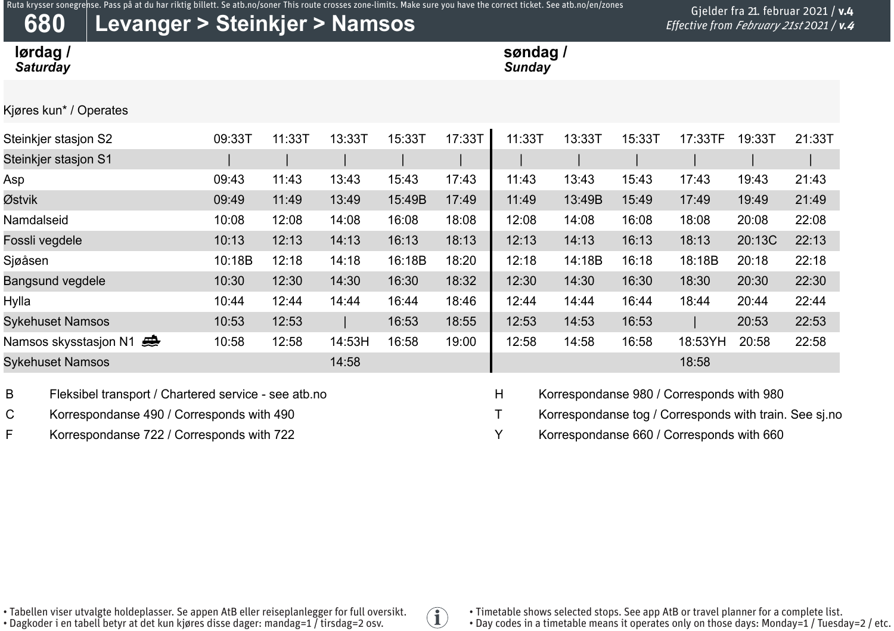Ruta krysser sonegrense. Pass på at du har riktig billett. Se atb.no/soner This route crosses zone-limits. Make sure you have the correct ticket. See atb.no/en/zones

# 680 Levanger > Steinkjer > Namsos

Gjelder fra 21. februar 2021 / **v.4**
*Effective from February 21st 2021 / **v.4***

| | **lørdag / *Saturday*** | | | | | **søndag / *Sunday*** | | | | | |
|---|---|---|---|---|---|---|---|---|---|---|---|
| Kjøres kun* / Operates | | | | | | | | | | | |
| Steinkjer stasjon S2 | 09:33T | 11:33T | 13:33T | 15:33T | 17:33T | 11:33T | 13:33T | 15:33T | 17:33TF | 19:33T | 21:33T |
| Steinkjer stasjon S1 | \| | \| | \| | \| | \| | \| | \| | \| | \| | \| | \| |
| Asp | 09:43 | 11:43 | 13:43 | 15:43 | 17:43 | 11:43 | 13:43 | 15:43 | 17:43 | 19:43 | 21:43 |
| Østvik | 09:49 | 11:49 | 13:49 | 15:49B | 17:49 | 11:49 | 13:49B | 15:49 | 17:49 | 19:49 | 21:49 |
| Namdalseid | 10:08 | 12:08 | 14:08 | 16:08 | 18:08 | 12:08 | 14:08 | 16:08 | 18:08 | 20:08 | 22:08 |
| Fossli vegdele | 10:13 | 12:13 | 14:13 | 16:13 | 18:13 | 12:13 | 14:13 | 16:13 | 18:13 | 20:13C | 22:13 |
| Sjøåsen | 10:18B | 12:18 | 14:18 | 16:18B | 18:20 | 12:18 | 14:18B | 16:18 | 18:18B | 20:18 | 22:18 |
| Bangsund vegdele | 10:30 | 12:30 | 14:30 | 16:30 | 18:32 | 12:30 | 14:30 | 16:30 | 18:30 | 20:30 | 22:30 |
| Hylla | 10:44 | 12:44 | 14:44 | 16:44 | 18:46 | 12:44 | 14:44 | 16:44 | 18:44 | 20:44 | 22:44 |
| Sykehuset Namsos | 10:53 | 12:53 | \| | 16:53 | 18:55 | 12:53 | 14:53 | 16:53 | \| | 20:53 | 22:53 |
| Namsos skysstasjon N1 | 10:58 | 12:58 | 14:53H | 16:58 | 19:00 | 12:58 | 14:58 | 16:58 | 18:53YH | 20:58 | 22:58 |
| Sykehuset Namsos | | | 14:58 | | | | | | 18:58 | | |

B Fleksibel transport / Chartered service - see atb.no
C Korrespondanse 490 / Corresponds with 490
F Korrespondanse 722 / Corresponds with 722
H Korrespondanse 980 / Corresponds with 980
T Korrespondanse tog / Corresponds with train. See sj.no
Y Korrespondanse 660 / Corresponds with 660

- Tabellen viser utvalgte holdeplasser. Se appen AtB eller reiseplanlegger for full oversikt.
- Dagkoder i en tabell betyr at det kun kjøres disse dager: mandag=1 / tirsdag=2 osv.
- Timetable shows selected stops. See app AtB or travel planner for a complete list.
- Day codes in a timetable means it operates only on those days: Monday=1 / Tuesday=2 / etc.